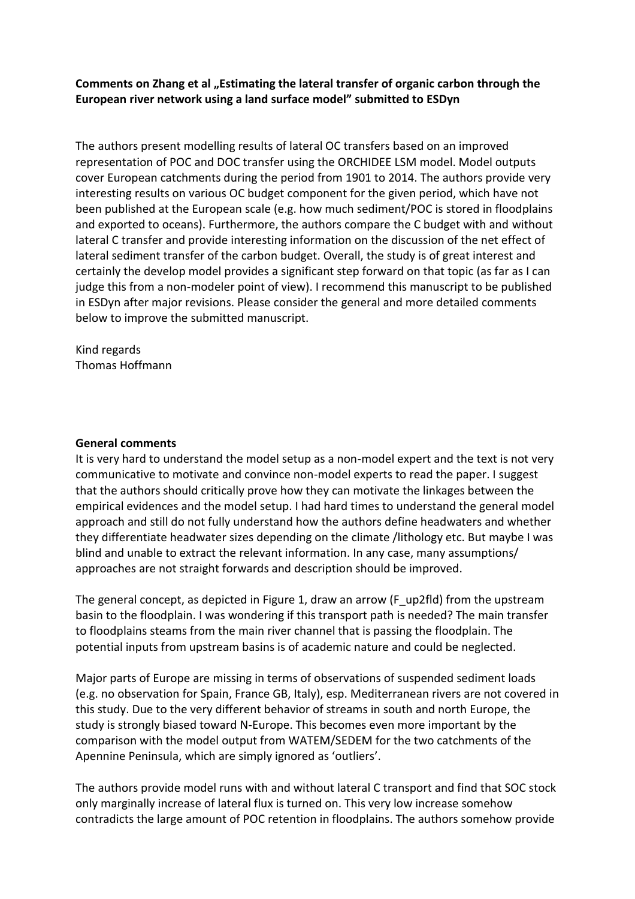**Comments on Zhang et al „Estimating the lateral transfer of organic carbon through the European river network using a land surface model" submitted to ESDyn**

The authors present modelling results of lateral OC transfers based on an improved representation of POC and DOC transfer using the ORCHIDEE LSM model. Model outputs cover European catchments during the period from 1901 to 2014. The authors provide very interesting results on various OC budget component for the given period, which have not been published at the European scale (e.g. how much sediment/POC is stored in floodplains and exported to oceans). Furthermore, the authors compare the C budget with and without lateral C transfer and provide interesting information on the discussion of the net effect of lateral sediment transfer of the carbon budget. Overall, the study is of great interest and certainly the develop model provides a significant step forward on that topic (as far as I can judge this from a non-modeler point of view). I recommend this manuscript to be published in ESDyn after major revisions. Please consider the general and more detailed comments below to improve the submitted manuscript.

Kind regards
Thomas Hoffmann

**General comments**

It is very hard to understand the model setup as a non-model expert and the text is not very communicative to motivate and convince non-model experts to read the paper. I suggest that the authors should critically prove how they can motivate the linkages between the empirical evidences and the model setup. I had hard times to understand the general model approach and still do not fully understand how the authors define headwaters and whether they differentiate headwater sizes depending on the climate /lithology etc. But maybe I was blind and unable to extract the relevant information. In any case, many assumptions/ approaches are not straight forwards and description should be improved.

The general concept, as depicted in Figure 1, draw an arrow ($F_{up2fld}$) from the upstream basin to the floodplain. I was wondering if this transport path is needed? The main transfer to floodplains steams from the main river channel that is passing the floodplain. The potential inputs from upstream basins is of academic nature and could be neglected.

Major parts of Europe are missing in terms of observations of suspended sediment loads (e.g. no observation for Spain, France GB, Italy), esp. Mediterranean rivers are not covered in this study. Due to the very different behavior of streams in south and north Europe, the study is strongly biased toward N-Europe. This becomes even more important by the comparison with the model output from WATEM/SEDEM for the two catchments of the Apennine Peninsula, which are simply ignored as 'outliers'.

The authors provide model runs with and without lateral C transport and find that SOC stock only marginally increase of lateral flux is turned on. This very low increase somehow contradicts the large amount of POC retention in floodplains. The authors somehow provide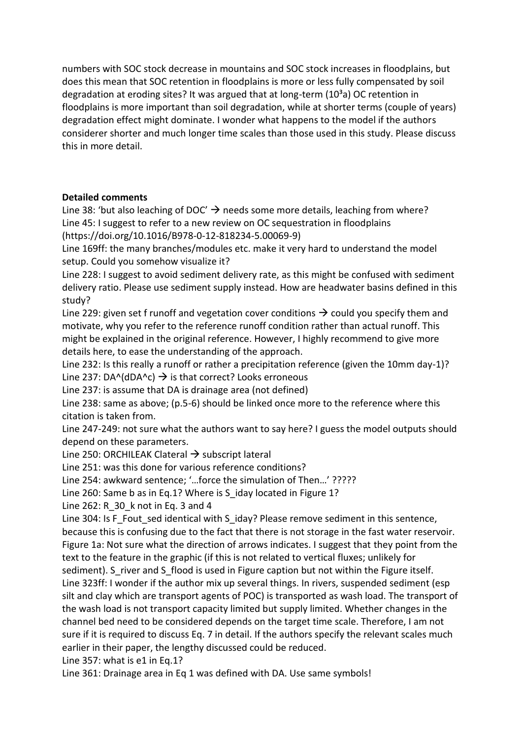numbers with SOC stock decrease in mountains and SOC stock increases in floodplains, but does this mean that SOC retention in floodplains is more or less fully compensated by soil degradation at eroding sites? It was argued that at long-term ($10^3$a) OC retention in floodplains is more important than soil degradation, while at shorter terms (couple of years) degradation effect might dominate. I wonder what happens to the model if the authors considerer shorter and much longer time scales than those used in this study. Please discuss this in more detail.

**Detailed comments**

Line 38: 'but also leaching of DOC' → needs some more details, leaching from where?
Line 45: I suggest to refer to a new review on OC sequestration in floodplains (https://doi.org/10.1016/B978-0-12-818234-5.00069-9)
Line 169ff: the many branches/modules etc. make it very hard to understand the model setup. Could you somehow visualize it?
Line 228: I suggest to avoid sediment delivery rate, as this might be confused with sediment delivery ratio. Please use sediment supply instead. How are headwater basins defined in this study?
Line 229: given set f runoff and vegetation cover conditions → could you specify them and motivate, why you refer to the reference runoff condition rather than actual runoff. This might be explained in the original reference. However, I highly recommend to give more details here, to ease the understanding of the approach.
Line 232: Is this really a runoff or rather a precipitation reference (given the 10mm day-1)?
Line 237: DA^(dDA^c) → is that correct? Looks erroneous
Line 237: is assume that DA is drainage area (not defined)
Line 238: same as above; (p.5-6) should be linked once more to the reference where this citation is taken from.
Line 247-249: not sure what the authors want to say here? I guess the model outputs should depend on these parameters.
Line 250: ORCHILEAK Clateral → subscript lateral
Line 251: was this done for various reference conditions?
Line 254: awkward sentence; '…force the simulation of Then…' ?????
Line 260: Same b as in Eq.1? Where is S_iday located in Figure 1?
Line 262: R_30_k not in Eq. 3 and 4
Line 304: Is F_Fout_sed identical with S_iday? Please remove sediment in this sentence, because this is confusing due to the fact that there is not storage in the fast water reservoir.
Figure 1a: Not sure what the direction of arrows indicates. I suggest that they point from the text to the feature in the graphic (if this is not related to vertical fluxes; unlikely for sediment). S_river and S_flood is used in Figure caption but not within the Figure itself.
Line 323ff: I wonder if the author mix up several things. In rivers, suspended sediment (esp silt and clay which are transport agents of POC) is transported as wash load. The transport of the wash load is not transport capacity limited but supply limited. Whether changes in the channel bed need to be considered depends on the target time scale. Therefore, I am not sure if it is required to discuss Eq. 7 in detail. If the authors specify the relevant scales much earlier in their paper, the lengthy discussed could be reduced.
Line 357: what is e1 in Eq.1?
Line 361: Drainage area in Eq 1 was defined with DA. Use same symbols!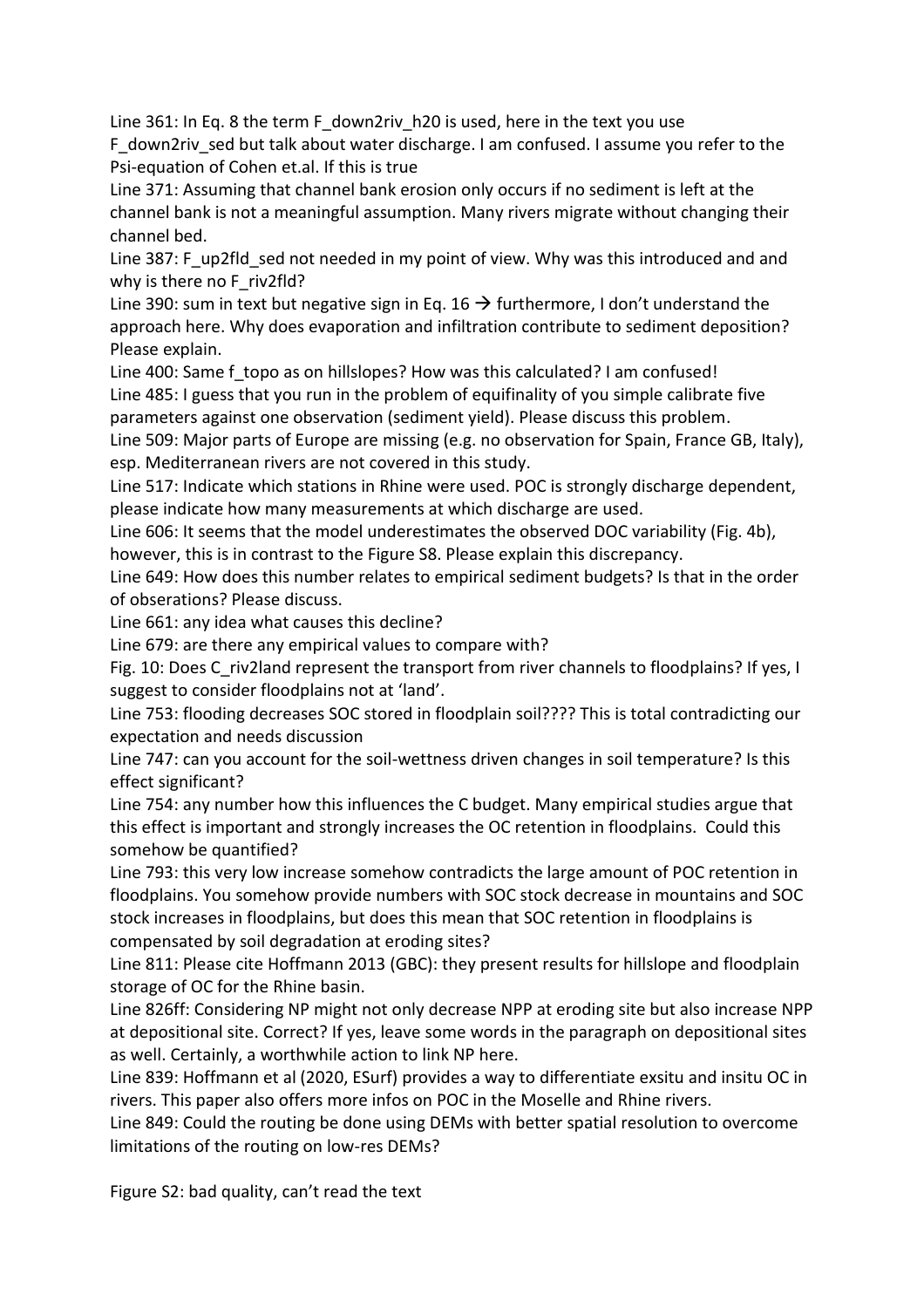Line 361: In Eq. 8 the term $F_{down2riv\_h20}$ is used, here in the text you use $F_{down2riv\_sed}$ but talk about water discharge. I am confused. I assume you refer to the Psi-equation of Cohen et.al. If this is true

Line 371: Assuming that channel bank erosion only occurs if no sediment is left at the channel bank is not a meaningful assumption. Many rivers migrate without changing their channel bed.

Line 387: $F_{up2fld\_sed}$ not needed in my point of view. Why was this introduced and and why is there no $F_{riv2fld}$?

Line 390: sum in text but negative sign in Eq. 16 → furthermore, I don't understand the approach here. Why does evaporation and infiltration contribute to sediment deposition? Please explain.

Line 400: Same $f_{topo}$ as on hillslopes? How was this calculated? I am confused!

Line 485: I guess that you run in the problem of equifinality of you simple calibrate five parameters against one observation (sediment yield). Please discuss this problem.

Line 509: Major parts of Europe are missing (e.g. no observation for Spain, France GB, Italy), esp. Mediterranean rivers are not covered in this study.

Line 517: Indicate which stations in Rhine were used. POC is strongly discharge dependent, please indicate how many measurements at which discharge are used.

Line 606: It seems that the model underestimates the observed DOC variability (Fig. 4b), however, this is in contrast to the Figure S8. Please explain this discrepancy.

Line 649: How does this number relates to empirical sediment budgets? Is that in the order of obserations? Please discuss.

Line 661: any idea what causes this decline?

Line 679: are there any empirical values to compare with?

Fig. 10: Does $C_{riv2land}$ represent the transport from river channels to floodplains? If yes, I suggest to consider floodplains not at 'land'.

Line 753: flooding decreases SOC stored in floodplain soil???? This is total contradicting our expectation and needs discussion

Line 747: can you account for the soil-wettness driven changes in soil temperature? Is this effect significant?

Line 754: any number how this influences the C budget. Many empirical studies argue that this effect is important and strongly increases the OC retention in floodplains. Could this somehow be quantified?

Line 793: this very low increase somehow contradicts the large amount of POC retention in floodplains. You somehow provide numbers with SOC stock decrease in mountains and SOC stock increases in floodplains, but does this mean that SOC retention in floodplains is compensated by soil degradation at eroding sites?

Line 811: Please cite Hoffmann 2013 (GBC): they present results for hillslope and floodplain storage of OC for the Rhine basin.

Line 826ff: Considering NP might not only decrease NPP at eroding site but also increase NPP at depositional site. Correct? If yes, leave some words in the paragraph on depositional sites as well. Certainly, a worthwhile action to link NP here.

Line 839: Hoffmann et al (2020, ESurf) provides a way to differentiate exsitu and insitu OC in rivers. This paper also offers more infos on POC in the Moselle and Rhine rivers.

Line 849: Could the routing be done using DEMs with better spatial resolution to overcome limitations of the routing on low-res DEMs?

Figure S2: bad quality, can't read the text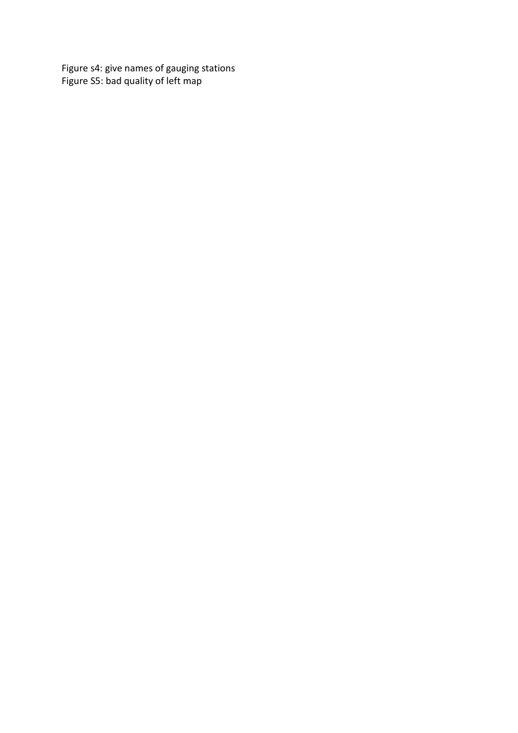Figure s4: give names of gauging stations
Figure S5: bad quality of left map